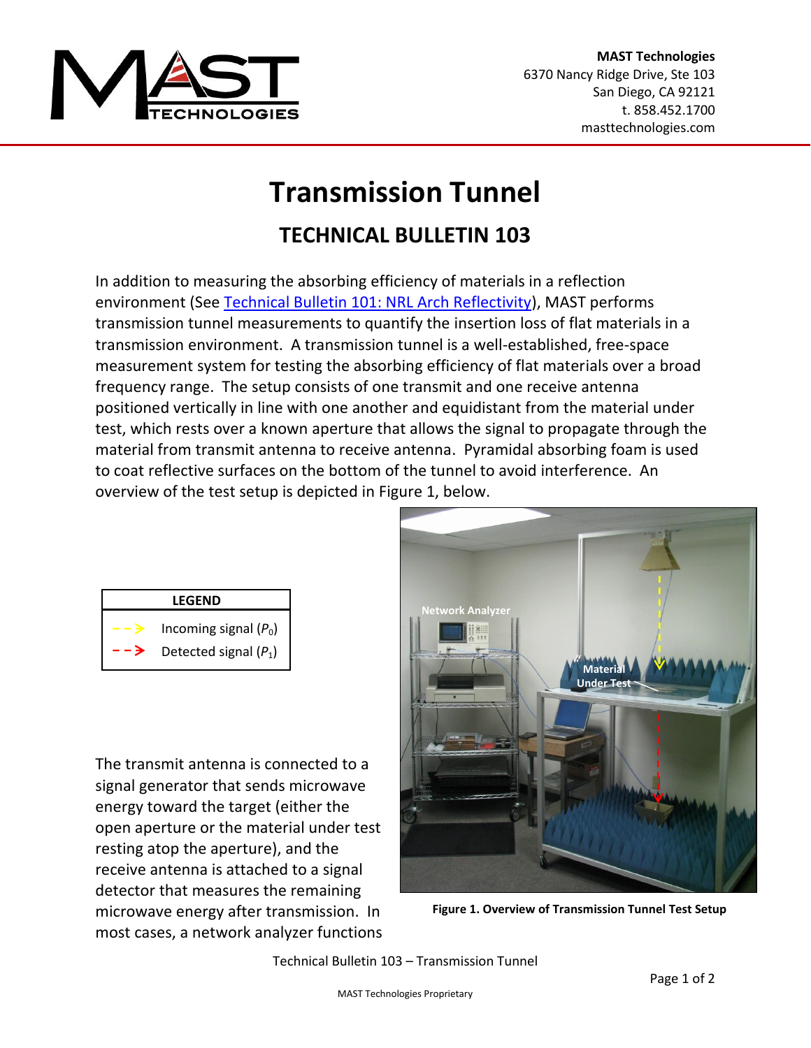**MAST Technologies**
6370 Nancy Ridge Drive, Ste 103
San Diego, CA 92121
t. 858.452.1700
masttechnologies.com

# Transmission Tunnel

## TECHNICAL BULLETIN 103

In addition to measuring the absorbing efficiency of materials in a reflection environment (See [Technical Bulletin 101: NRL Arch Reflectivity]), MAST performs transmission tunnel measurements to quantify the insertion loss of flat materials in a transmission environment. A transmission tunnel is a well-established, free-space measurement system for testing the absorbing efficiency of flat materials over a broad frequency range. The setup consists of one transmit and one receive antenna positioned vertically in line with one another and equidistant from the material under test, which rests over a known aperture that allows the signal to propagate through the material from transmit antenna to receive antenna. Pyramidal absorbing foam is used to coat reflective surfaces on the bottom of the tunnel to avoid interference. An overview of the test setup is depicted in Figure 1, below.

| LEGEND | |
|---|---|
| Yellow dashed arrow | Incoming signal ($P_0$) |
| Red dashed arrow | Detected signal ($P_1$) |

**Figure 1. Overview of Transmission Tunnel Test Setup**

The transmit antenna is connected to a signal generator that sends microwave energy toward the target (either the open aperture or the material under test resting atop the aperture), and the receive antenna is attached to a signal detector that measures the remaining microwave energy after transmission. In most cases, a network analyzer functions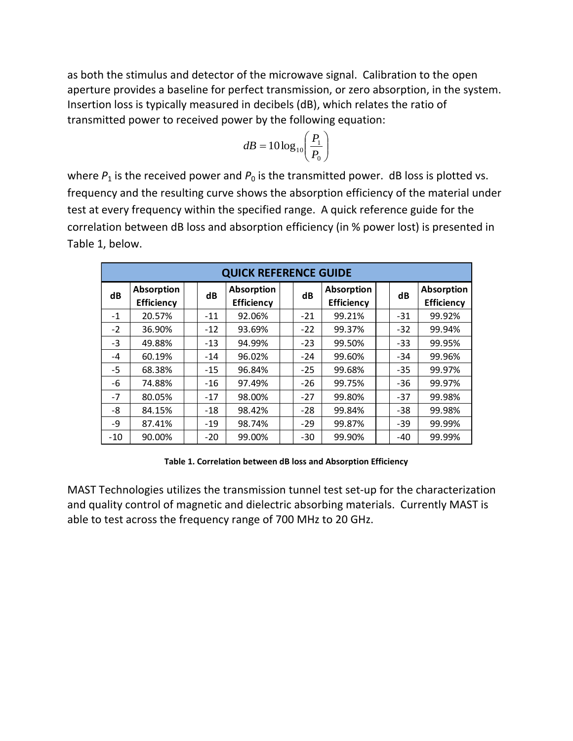as both the stimulus and detector of the microwave signal. Calibration to the open aperture provides a baseline for perfect transmission, or zero absorption, in the system. Insertion loss is typically measured in decibels (dB), which relates the ratio of transmitted power to received power by the following equation:

$$dB = 10\log_{10}\left(\frac{P_1}{P_0}\right)$$

where $P_1$ is the received power and $P_0$ is the transmitted power. dB loss is plotted vs. frequency and the resulting curve shows the absorption efficiency of the material under test at every frequency within the specified range. A quick reference guide for the correlation between dB loss and absorption efficiency (in % power lost) is presented in Table 1, below.

| QUICK REFERENCE GUIDE | | | | | | | | | | |
|---|---|---|---|---|---|---|---|---|---|---|
| **dB** | **Absorption Efficiency** | | **dB** | **Absorption Efficiency** | | **dB** | **Absorption Efficiency** | | **dB** | **Absorption Efficiency** |
| -1 | 20.57% | | -11 | 92.06% | | -21 | 99.21% | | -31 | 99.92% |
| -2 | 36.90% | | -12 | 93.69% | | -22 | 99.37% | | -32 | 99.94% |
| -3 | 49.88% | | -13 | 94.99% | | -23 | 99.50% | | -33 | 99.95% |
| -4 | 60.19% | | -14 | 96.02% | | -24 | 99.60% | | -34 | 99.96% |
| -5 | 68.38% | | -15 | 96.84% | | -25 | 99.68% | | -35 | 99.97% |
| -6 | 74.88% | | -16 | 97.49% | | -26 | 99.75% | | -36 | 99.97% |
| -7 | 80.05% | | -17 | 98.00% | | -27 | 99.80% | | -37 | 99.98% |
| -8 | 84.15% | | -18 | 98.42% | | -28 | 99.84% | | -38 | 99.98% |
| -9 | 87.41% | | -19 | 98.74% | | -29 | 99.87% | | -39 | 99.99% |
| -10 | 90.00% | | -20 | 99.00% | | -30 | 99.90% | | -40 | 99.99% |

**Table 1. Correlation between dB loss and Absorption Efficiency**

MAST Technologies utilizes the transmission tunnel test set-up for the characterization and quality control of magnetic and dielectric absorbing materials. Currently MAST is able to test across the frequency range of 700 MHz to 20 GHz.